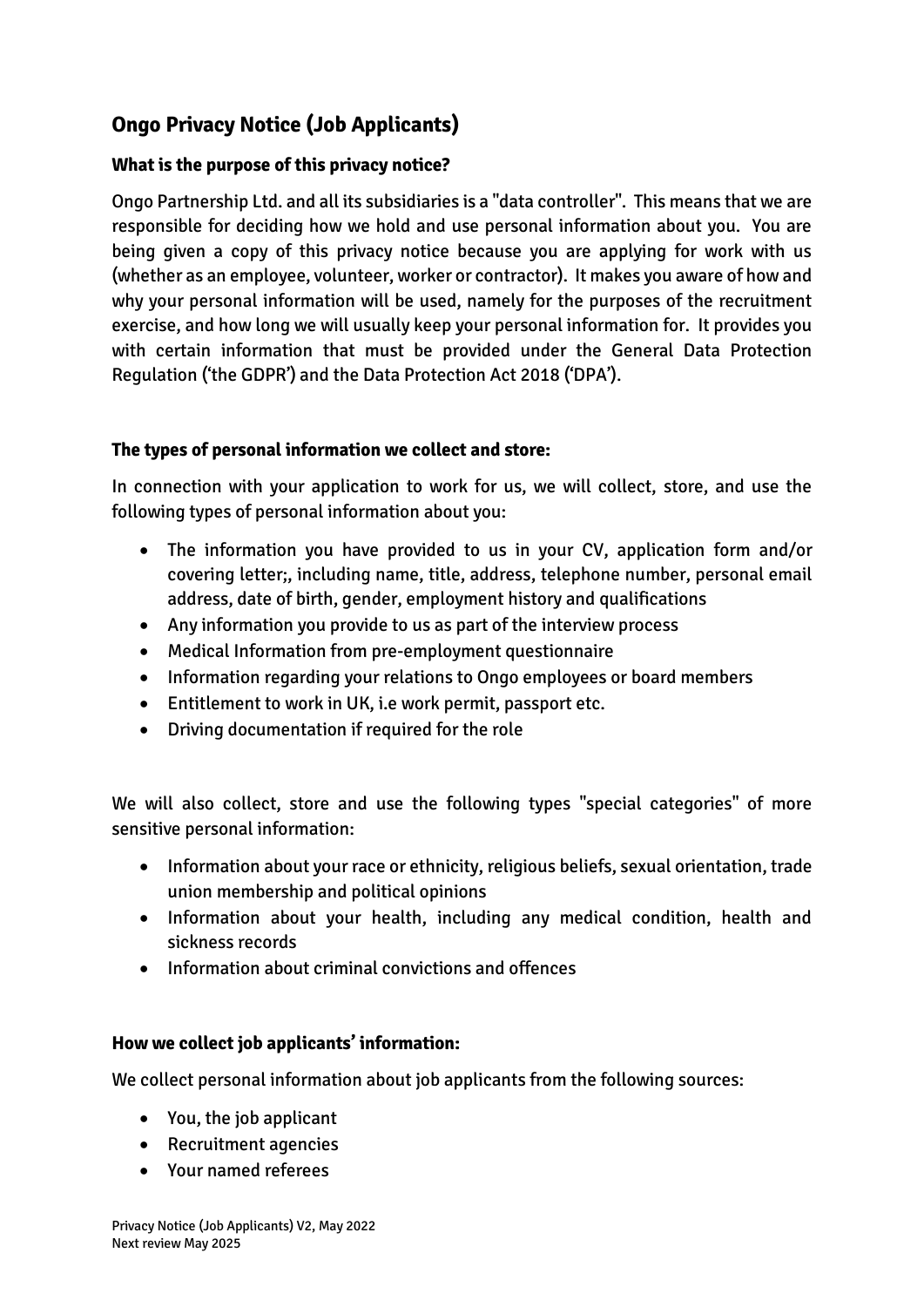# Ongo Privacy Notice (Job Applicants)

### What is the purpose of this privacy notice?

Ongo Partnership Ltd. and all its subsidiaries is a "data controller". This means that we are responsible for deciding how we hold and use personal information about you. You are being given a copy of this privacy notice because you are applying for work with us (whether as an employee, volunteer, worker or contractor). It makes you aware of how and why your personal information will be used, namely for the purposes of the recruitment exercise, and how long we will usually keep your personal information for. It provides you with certain information that must be provided under the General Data Protection Regulation ('the GDPR') and the Data Protection Act 2018 ('DPA').

### The types of personal information we collect and store:

In connection with your application to work for us, we will collect, store, and use the following types of personal information about you:

- The information you have provided to us in your CV, application form and/or covering letter;, including name, title, address, telephone number, personal email address, date of birth, gender, employment history and qualifications
- Any information you provide to us as part of the interview process
- Medical Information from pre-employment questionnaire
- Information regarding your relations to Ongo employees or board members
- Entitlement to work in UK, i.e work permit, passport etc.
- Driving documentation if required for the role

We will also collect, store and use the following types "special categories" of more sensitive personal information:

- Information about your race or ethnicity, religious beliefs, sexual orientation, trade union membership and political opinions
- Information about your health, including any medical condition, health and sickness records
- Information about criminal convictions and offences

### How we collect job applicants' information:

We collect personal information about job applicants from the following sources:

- You, the job applicant
- Recruitment agencies
- Your named referees

Privacy Notice (Job Applicants) V2, May 2022
Next review May 2025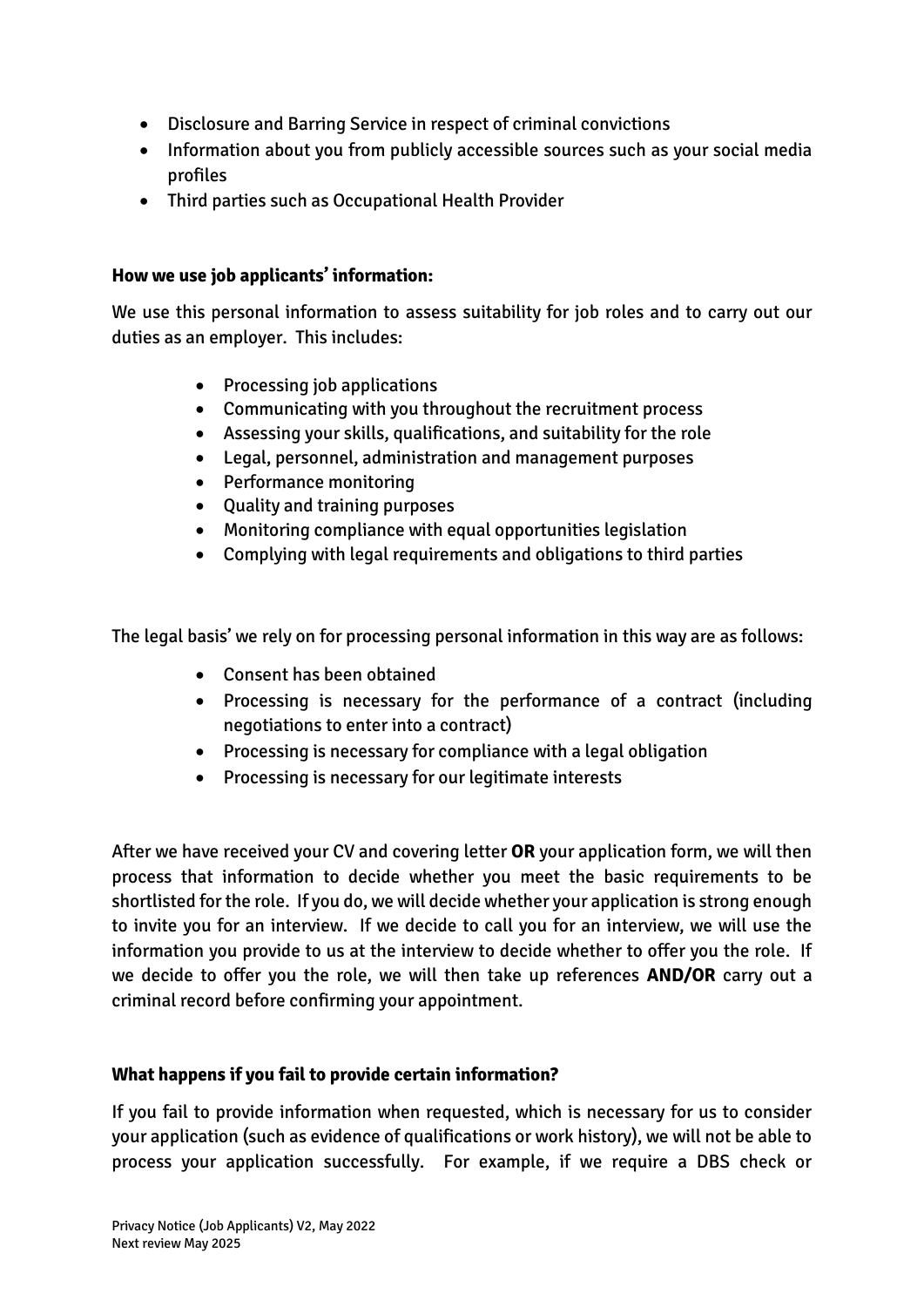- Disclosure and Barring Service in respect of criminal convictions
- Information about you from publicly accessible sources such as your social media profiles
- Third parties such as Occupational Health Provider

**How we use job applicants' information:**

We use this personal information to assess suitability for job roles and to carry out our duties as an employer. This includes:

- Processing job applications
- Communicating with you throughout the recruitment process
- Assessing your skills, qualifications, and suitability for the role
- Legal, personnel, administration and management purposes
- Performance monitoring
- Quality and training purposes
- Monitoring compliance with equal opportunities legislation
- Complying with legal requirements and obligations to third parties

The legal basis' we rely on for processing personal information in this way are as follows:

- Consent has been obtained
- Processing is necessary for the performance of a contract (including negotiations to enter into a contract)
- Processing is necessary for compliance with a legal obligation
- Processing is necessary for our legitimate interests

After we have received your CV and covering letter **OR** your application form, we will then process that information to decide whether you meet the basic requirements to be shortlisted for the role. If you do, we will decide whether your application is strong enough to invite you for an interview. If we decide to call you for an interview, we will use the information you provide to us at the interview to decide whether to offer you the role. If we decide to offer you the role, we will then take up references **AND/OR** carry out a criminal record before confirming your appointment.

**What happens if you fail to provide certain information?**

If you fail to provide information when requested, which is necessary for us to consider your application (such as evidence of qualifications or work history), we will not be able to process your application successfully. For example, if we require a DBS check or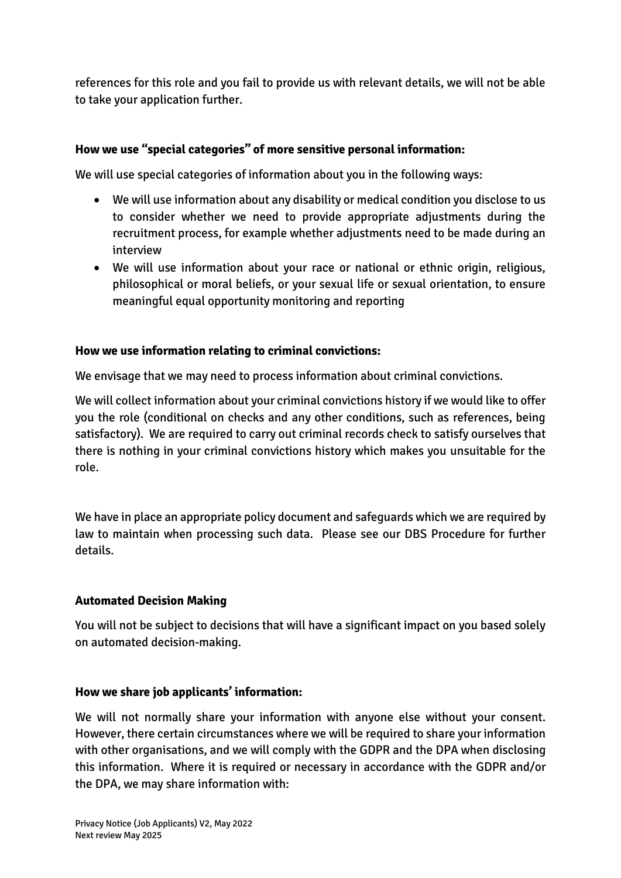references for this role and you fail to provide us with relevant details, we will not be able to take your application further.

**How we use "special categories" of more sensitive personal information:**

We will use special categories of information about you in the following ways:

- We will use information about any disability or medical condition you disclose to us to consider whether we need to provide appropriate adjustments during the recruitment process, for example whether adjustments need to be made during an interview
- We will use information about your race or national or ethnic origin, religious, philosophical or moral beliefs, or your sexual life or sexual orientation, to ensure meaningful equal opportunity monitoring and reporting

**How we use information relating to criminal convictions:**

We envisage that we may need to process information about criminal convictions.

We will collect information about your criminal convictions history if we would like to offer you the role (conditional on checks and any other conditions, such as references, being satisfactory). We are required to carry out criminal records check to satisfy ourselves that there is nothing in your criminal convictions history which makes you unsuitable for the role.

We have in place an appropriate policy document and safeguards which we are required by law to maintain when processing such data. Please see our DBS Procedure for further details.

**Automated Decision Making**

You will not be subject to decisions that will have a significant impact on you based solely on automated decision-making.

**How we share job applicants' information:**

We will not normally share your information with anyone else without your consent. However, there certain circumstances where we will be required to share your information with other organisations, and we will comply with the GDPR and the DPA when disclosing this information. Where it is required or necessary in accordance with the GDPR and/or the DPA, we may share information with: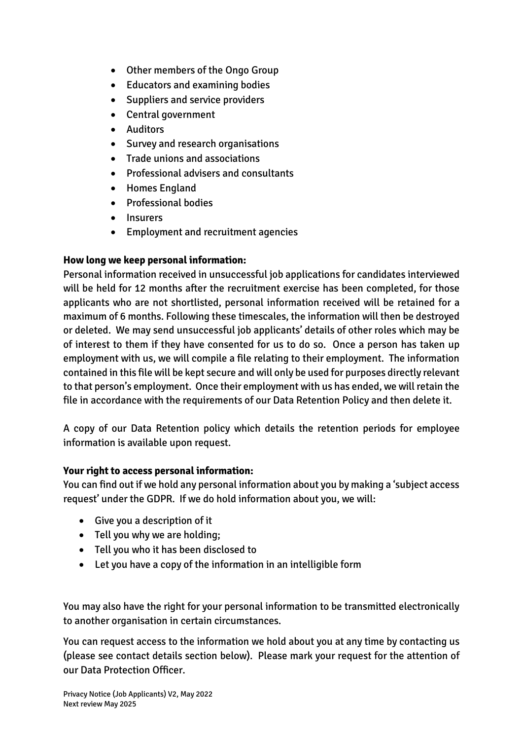- Other members of the Ongo Group
- Educators and examining bodies
- Suppliers and service providers
- Central government
- Auditors
- Survey and research organisations
- Trade unions and associations
- Professional advisers and consultants
- Homes England
- Professional bodies
- Insurers
- Employment and recruitment agencies

**How long we keep personal information:**

Personal information received in unsuccessful job applications for candidates interviewed will be held for 12 months after the recruitment exercise has been completed, for those applicants who are not shortlisted, personal information received will be retained for a maximum of 6 months. Following these timescales, the information will then be destroyed or deleted. We may send unsuccessful job applicants' details of other roles which may be of interest to them if they have consented for us to do so. Once a person has taken up employment with us, we will compile a file relating to their employment. The information contained in this file will be kept secure and will only be used for purposes directly relevant to that person's employment. Once their employment with us has ended, we will retain the file in accordance with the requirements of our Data Retention Policy and then delete it.

A copy of our Data Retention policy which details the retention periods for employee information is available upon request.

**Your right to access personal information:**

You can find out if we hold any personal information about you by making a 'subject access request' under the GDPR. If we do hold information about you, we will:

- Give you a description of it
- Tell you why we are holding;
- Tell you who it has been disclosed to
- Let you have a copy of the information in an intelligible form

You may also have the right for your personal information to be transmitted electronically to another organisation in certain circumstances.

You can request access to the information we hold about you at any time by contacting us (please see contact details section below). Please mark your request for the attention of our Data Protection Officer.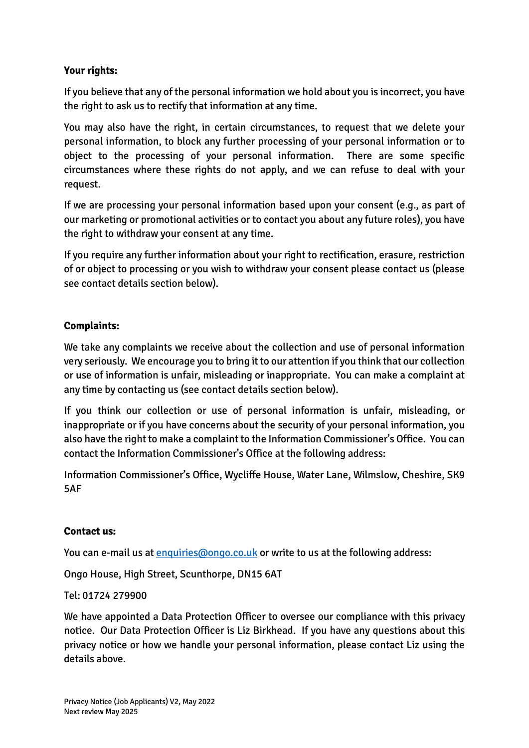**Your rights:**

If you believe that any of the personal information we hold about you is incorrect, you have the right to ask us to rectify that information at any time.

You may also have the right, in certain circumstances, to request that we delete your personal information, to block any further processing of your personal information or to object to the processing of your personal information. There are some specific circumstances where these rights do not apply, and we can refuse to deal with your request.

If we are processing your personal information based upon your consent (e.g., as part of our marketing or promotional activities or to contact you about any future roles), you have the right to withdraw your consent at any time.

If you require any further information about your right to rectification, erasure, restriction of or object to processing or you wish to withdraw your consent please contact us (please see contact details section below).

**Complaints:**

We take any complaints we receive about the collection and use of personal information very seriously. We encourage you to bring it to our attention if you think that our collection or use of information is unfair, misleading or inappropriate. You can make a complaint at any time by contacting us (see contact details section below).

If you think our collection or use of personal information is unfair, misleading, or inappropriate or if you have concerns about the security of your personal information, you also have the right to make a complaint to the Information Commissioner's Office. You can contact the Information Commissioner's Office at the following address:

Information Commissioner's Office, Wycliffe House, Water Lane, Wilmslow, Cheshire, SK9 5AF

**Contact us:**

You can e-mail us at [enquiries@ongo.co.uk](mailto:enquiries@ongo.co.uk) or write to us at the following address:

Ongo House, High Street, Scunthorpe, DN15 6AT

Tel: 01724 279900

We have appointed a Data Protection Officer to oversee our compliance with this privacy notice. Our Data Protection Officer is Liz Birkhead. If you have any questions about this privacy notice or how we handle your personal information, please contact Liz using the details above.

Privacy Notice (Job Applicants) V2, May 2022
Next review May 2025